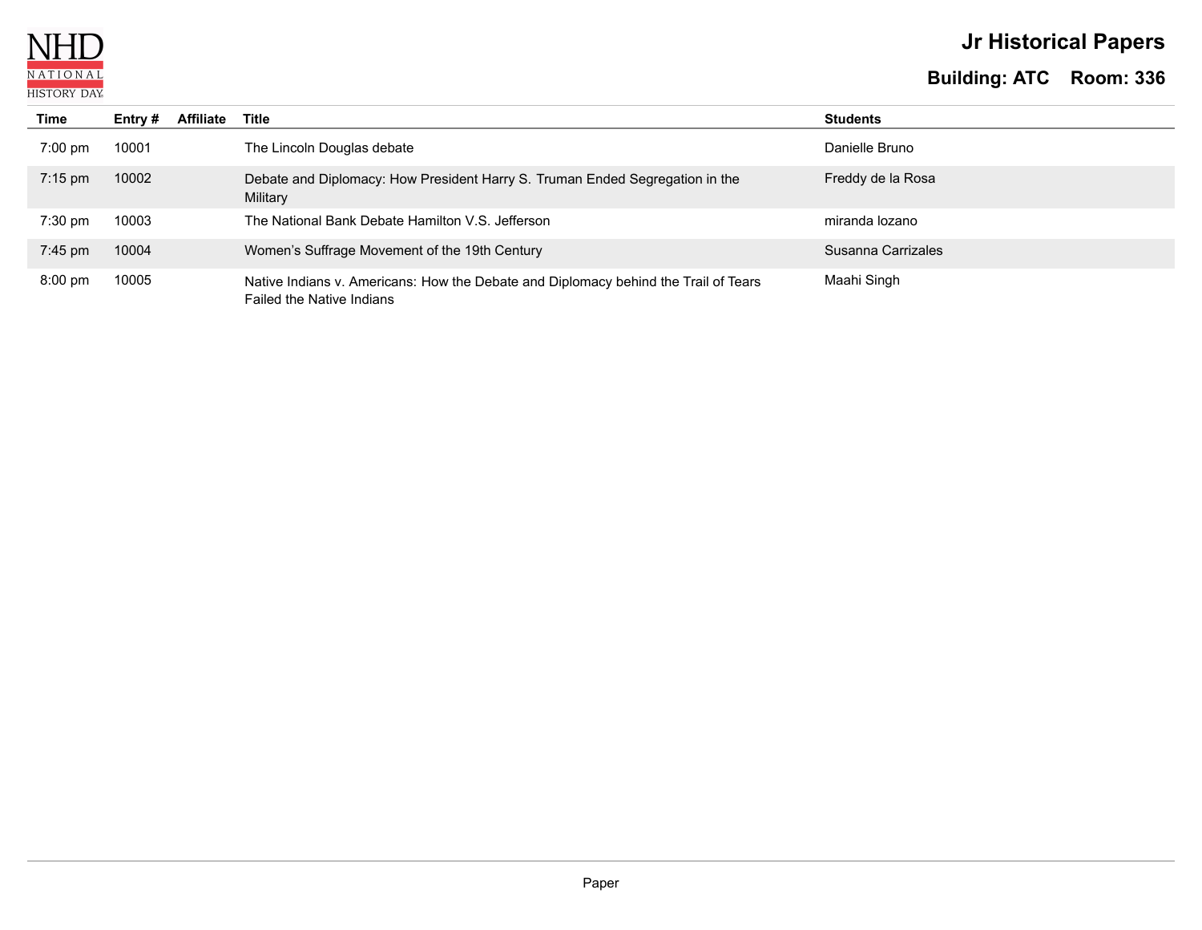# Jr Historical Papers

## Building: ATC Room: 336

| Time | Entry # | Affiliate | Title | Students |
|---|---|---|---|---|
| 7:00 pm | 10001 | | The Lincoln Douglas debate | Danielle Bruno |
| 7:15 pm | 10002 | | Debate and Diplomacy: How President Harry S. Truman Ended Segregation in the Military | Freddy de la Rosa |
| 7:30 pm | 10003 | | The National Bank Debate Hamilton V.S. Jefferson | miranda lozano |
| 7:45 pm | 10004 | | Women's Suffrage Movement of the 19th Century | Susanna Carrizales |
| 8:00 pm | 10005 | | Native Indians v. Americans: How the Debate and Diplomacy behind the Trail of Tears Failed the Native Indians | Maahi Singh |

Paper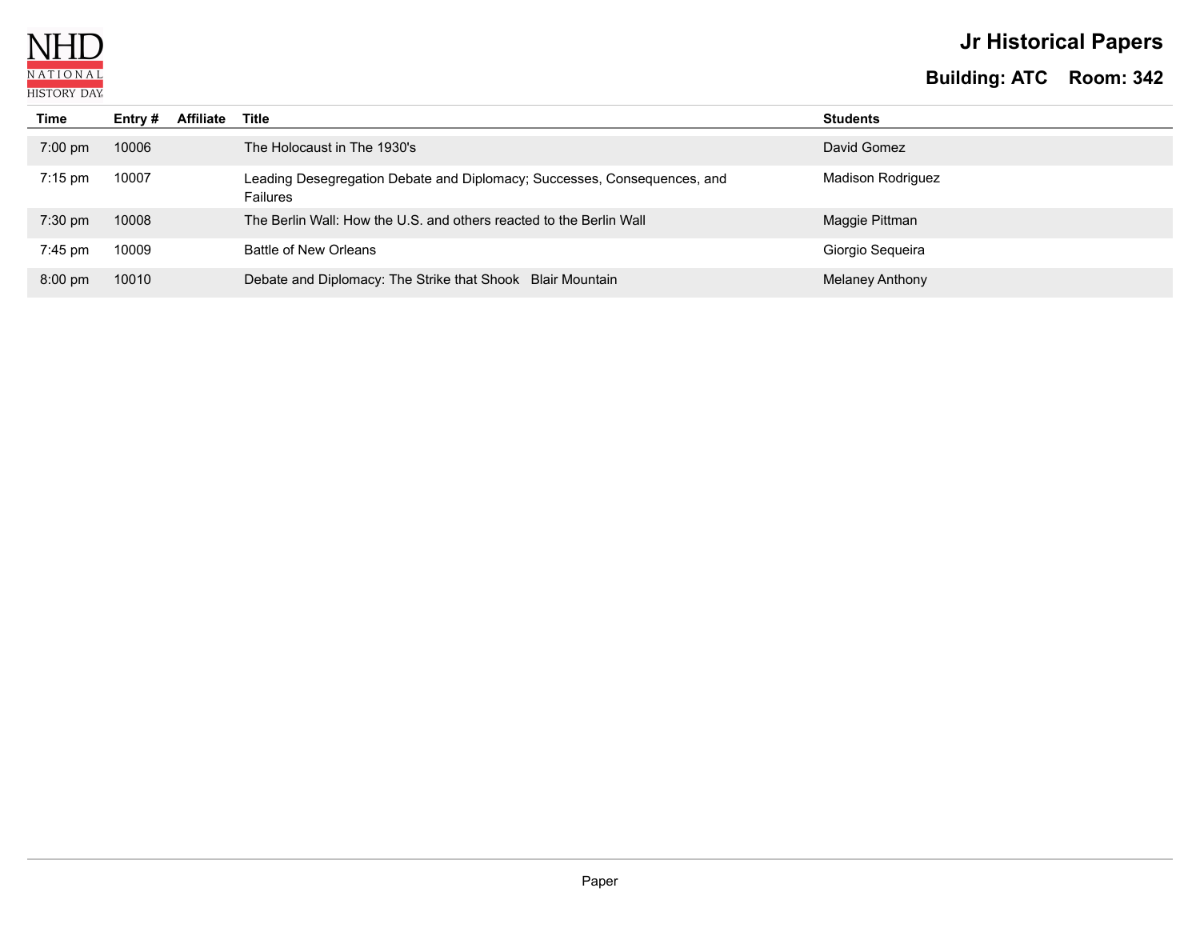# Jr Historical Papers

## Building: ATC Room: 342

| Time | Entry # | Affiliate | Title | Students |
|---|---|---|---|---|
| 7:00 pm | 10006 | | The Holocaust in The 1930's | David Gomez |
| 7:15 pm | 10007 | | Leading Desegregation Debate and Diplomacy; Successes, Consequences, and Failures | Madison Rodriguez |
| 7:30 pm | 10008 | | The Berlin Wall: How the U.S. and others reacted to the Berlin Wall | Maggie Pittman |
| 7:45 pm | 10009 | | Battle of New Orleans | Giorgio Sequeira |
| 8:00 pm | 10010 | | Debate and Diplomacy: The Strike that Shook Blair Mountain | Melaney Anthony |

Paper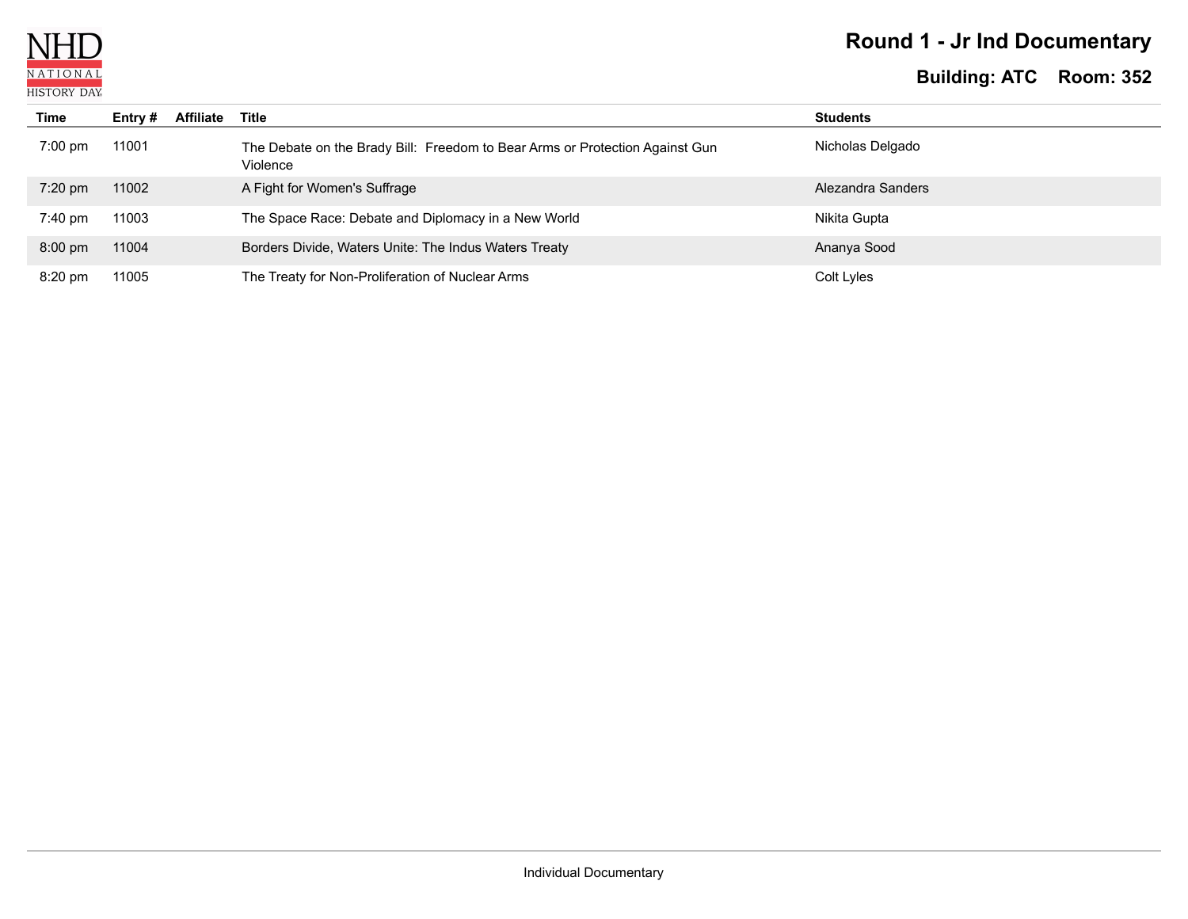# Round 1 - Jr Ind Documentary

**Building: ATC Room: 352**

| Time | Entry # | Affiliate | Title | Students |
| --- | --- | --- | --- | --- |
| 7:00 pm | 11001 | | The Debate on the Brady Bill: Freedom to Bear Arms or Protection Against Gun Violence | Nicholas Delgado |
| 7:20 pm | 11002 | | A Fight for Women's Suffrage | Alezandra Sanders |
| 7:40 pm | 11003 | | The Space Race: Debate and Diplomacy in a New World | Nikita Gupta |
| 8:00 pm | 11004 | | Borders Divide, Waters Unite: The Indus Waters Treaty | Ananya Sood |
| 8:20 pm | 11005 | | The Treaty for Non-Proliferation of Nuclear Arms | Colt Lyles |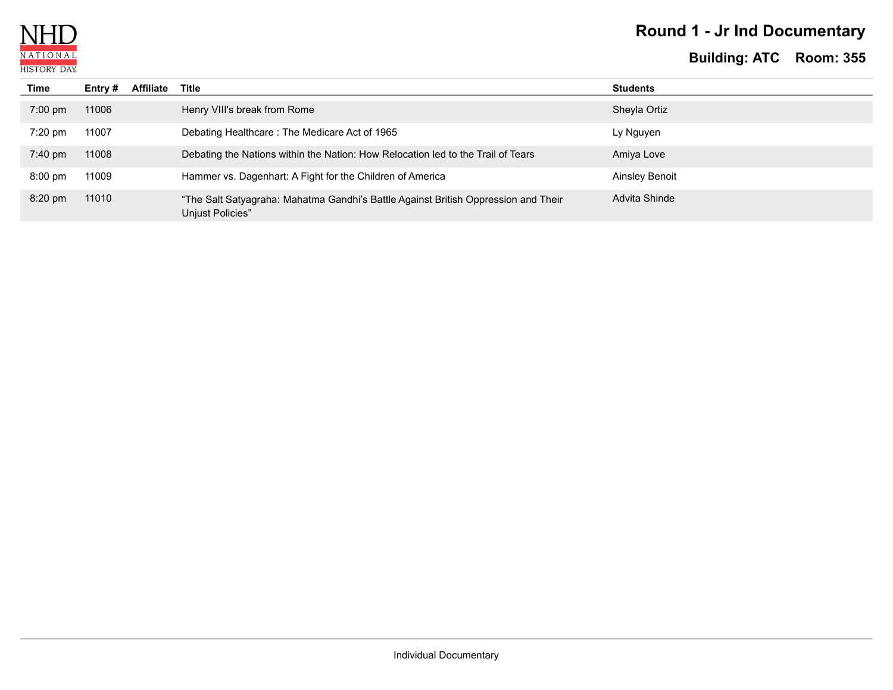# Round 1 - Jr Ind Documentary

**Building: ATC Room: 355**

| Time | Entry # | Affiliate | Title | Students |
|---|---|---|---|---|
| 7:00 pm | 11006 | | Henry VIII's break from Rome | Sheyla Ortiz |
| 7:20 pm | 11007 | | Debating Healthcare : The Medicare Act of 1965 | Ly Nguyen |
| 7:40 pm | 11008 | | Debating the Nations within the Nation: How Relocation led to the Trail of Tears | Amiya Love |
| 8:00 pm | 11009 | | Hammer vs. Dagenhart: A Fight for the Children of America | Ainsley Benoit |
| 8:20 pm | 11010 | | “The Salt Satyagraha: Mahatma Gandhi’s Battle Against British Oppression and Their Unjust Policies” | Advita Shinde |

Individual Documentary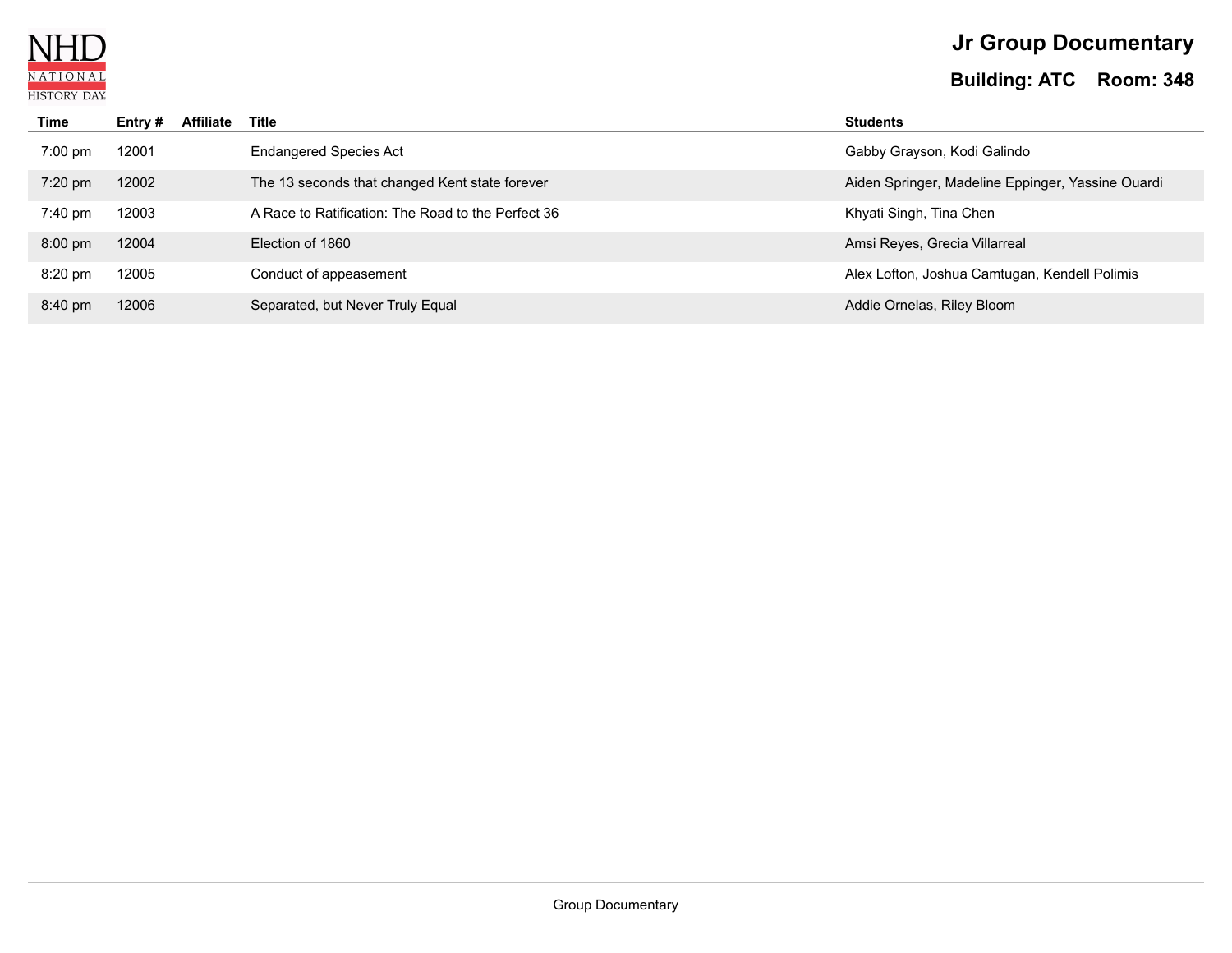NHD NATIONAL HISTORY DAY

# Jr Group Documentary

## Building: ATC Room: 348

| Time | Entry # | Affiliate | Title | Students |
|---|---|---|---|---|
| 7:00 pm | 12001 | | Endangered Species Act | Gabby Grayson, Kodi Galindo |
| 7:20 pm | 12002 | | The 13 seconds that changed Kent state forever | Aiden Springer, Madeline Eppinger, Yassine Ouardi |
| 7:40 pm | 12003 | | A Race to Ratification: The Road to the Perfect 36 | Khyati Singh, Tina Chen |
| 8:00 pm | 12004 | | Election of 1860 | Amsi Reyes, Grecia Villarreal |
| 8:20 pm | 12005 | | Conduct of appeasement | Alex Lofton, Joshua Camtugan, Kendell Polimis |
| 8:40 pm | 12006 | | Separated, but Never Truly Equal | Addie Ornelas, Riley Bloom |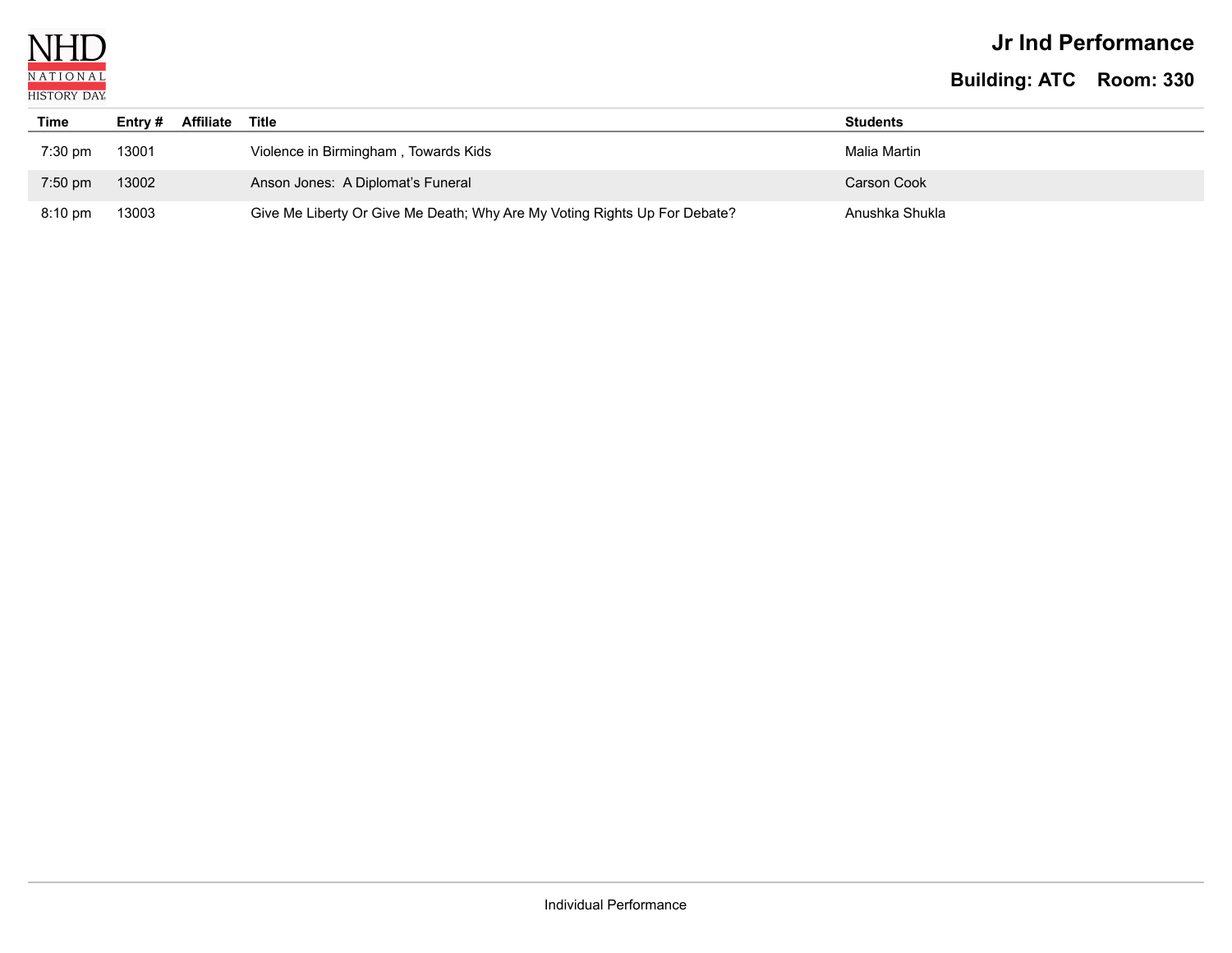NHD NATIONAL HISTORY DAY

# Jr Ind Performance

## Building: ATC    Room: 330

| Time | Entry # | Affiliate | Title | Students |
|---|---|---|---|---|
| 7:30 pm | 13001 | | Violence in Birmingham , Towards Kids | Malia Martin |
| 7:50 pm | 13002 | | Anson Jones:  A Diplomat's Funeral | Carson Cook |
| 8:10 pm | 13003 | | Give Me Liberty Or Give Me Death; Why Are My Voting Rights Up For Debate? | Anushka Shukla |

Individual Performance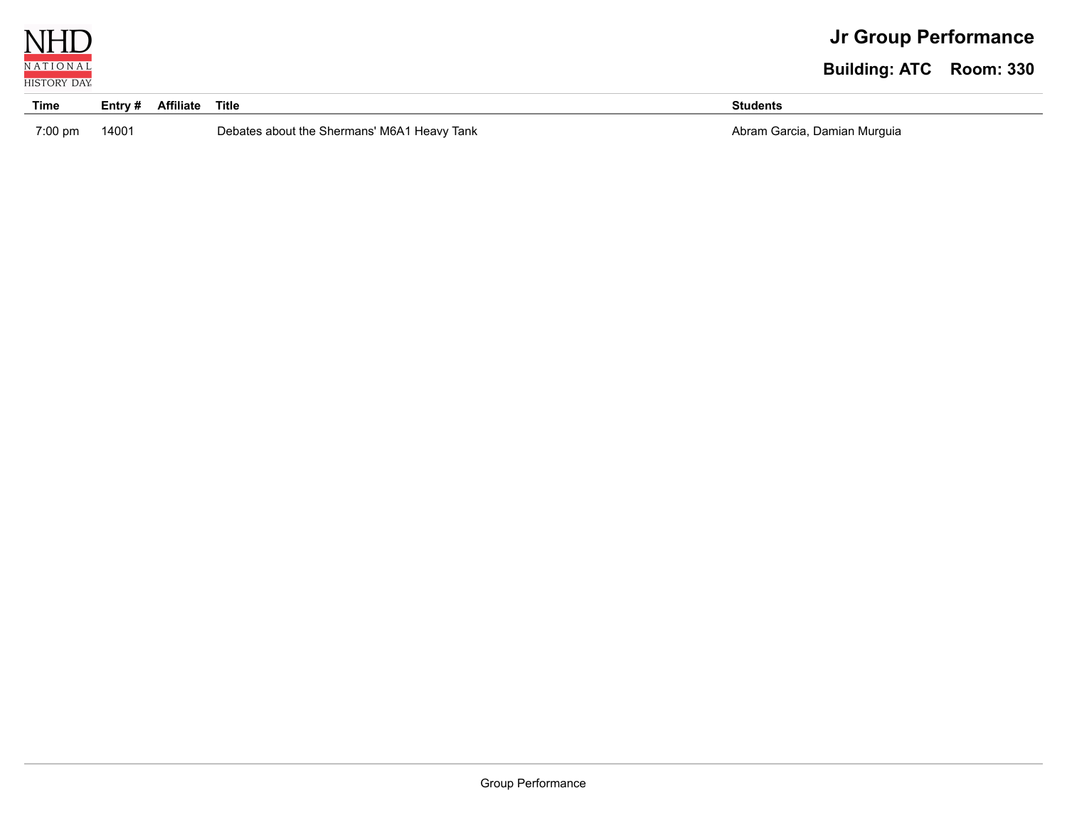# Jr Group Performance

## Building: ATC    Room: 330

| Time | Entry # | Affiliate | Title | Students |
|---|---|---|---|---|
| 7:00 pm | 14001 | | Debates about the Shermans' M6A1 Heavy Tank | Abram Garcia, Damian Murguia |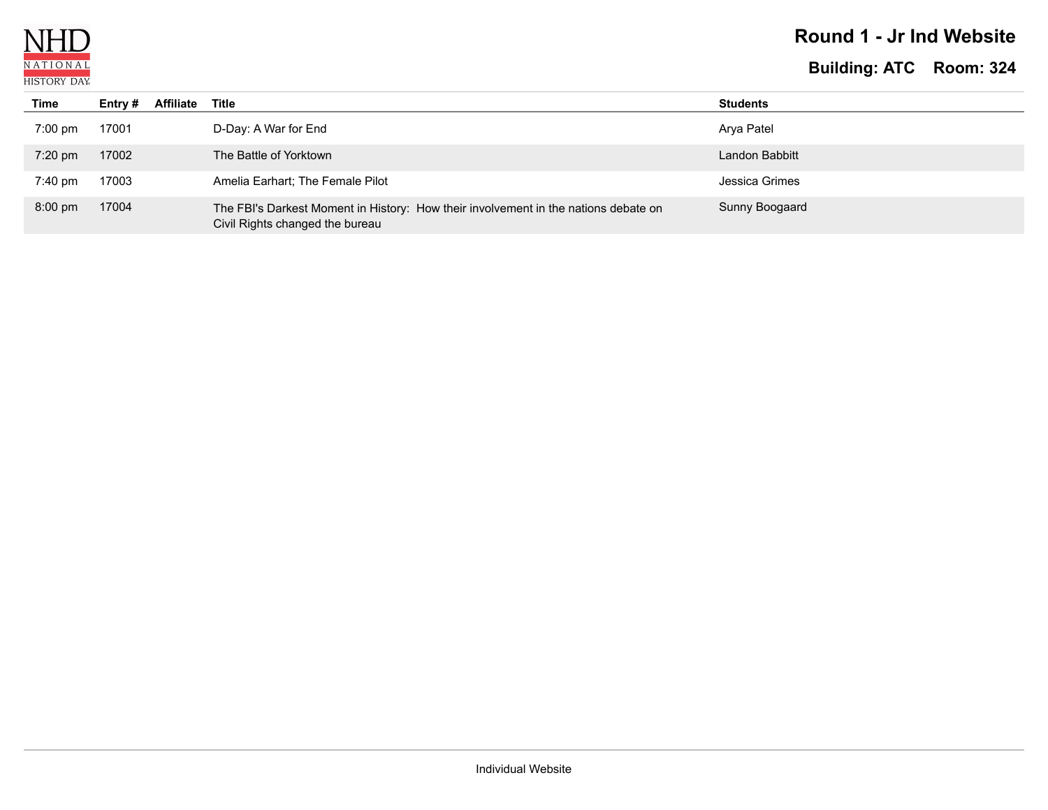NHD NATIONAL HISTORY DAY

# Round 1 - Jr Ind Website

## Building: ATC Room: 324

| Time | Entry # | Affiliate | Title | Students |
|---|---|---|---|---|
| 7:00 pm | 17001 | | D-Day: A War for End | Arya Patel |
| 7:20 pm | 17002 | | The Battle of Yorktown | Landon Babbitt |
| 7:40 pm | 17003 | | Amelia Earhart; The Female Pilot | Jessica Grimes |
| 8:00 pm | 17004 | | The FBI's Darkest Moment in History: How their involvement in the nations debate on Civil Rights changed the bureau | Sunny Boogaard |

Individual Website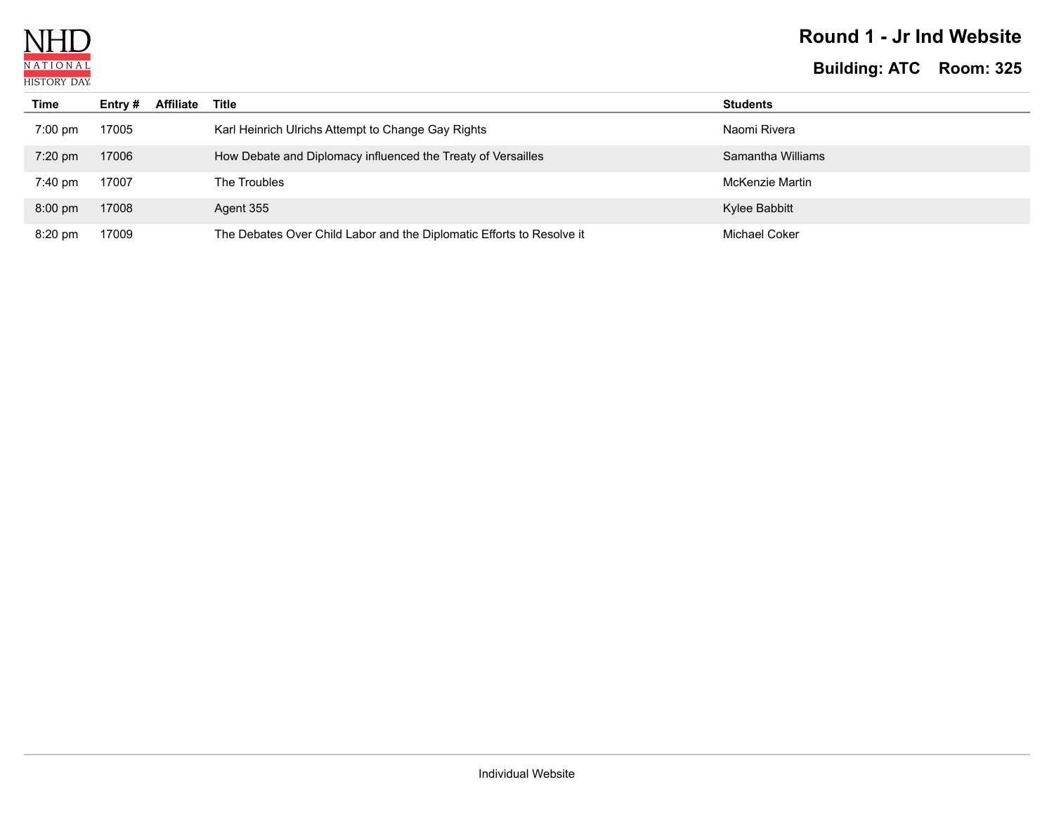# Round 1 - Jr Ind Website

## Building: ATC Room: 325

| Time | Entry # | Affiliate | Title | Students |
|---|---|---|---|---|
| 7:00 pm | 17005 | | Karl Heinrich Ulrichs Attempt to Change Gay Rights | Naomi Rivera |
| 7:20 pm | 17006 | | How Debate and Diplomacy influenced the Treaty of Versailles | Samantha Williams |
| 7:40 pm | 17007 | | The Troubles | McKenzie Martin |
| 8:00 pm | 17008 | | Agent 355 | Kylee Babbitt |
| 8:20 pm | 17009 | | The Debates Over Child Labor and the Diplomatic Efforts to Resolve it | Michael Coker |

Individual Website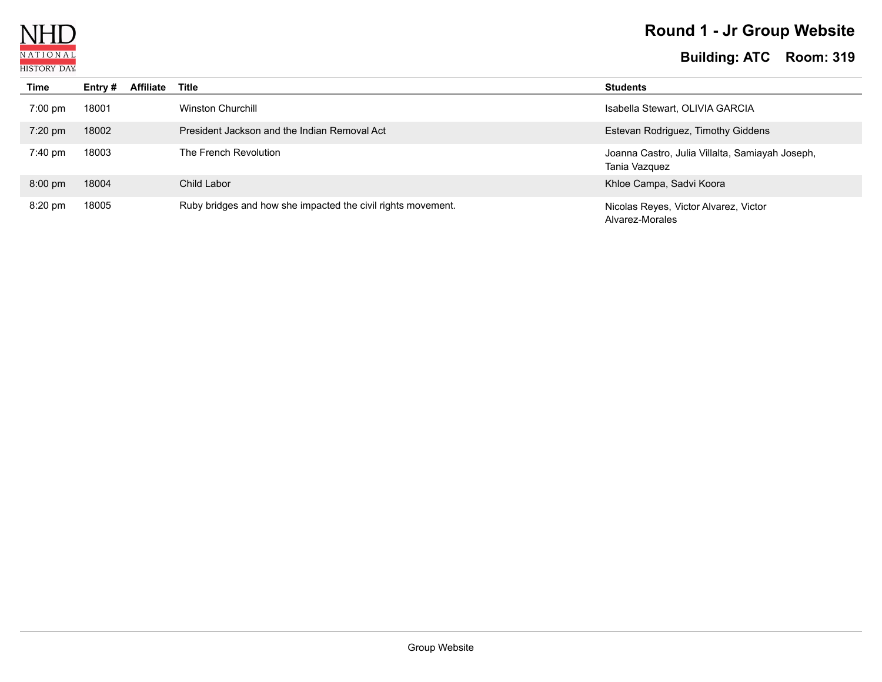# Round 1 - Jr Group Website

## Building: ATC Room: 319

| Time | Entry # | Affiliate | Title | Students |
|---|---|---|---|---|
| 7:00 pm | 18001 | | Winston Churchill | Isabella Stewart, OLIVIA GARCIA |
| 7:20 pm | 18002 | | President Jackson and the Indian Removal Act | Estevan Rodriguez, Timothy Giddens |
| 7:40 pm | 18003 | | The French Revolution | Joanna Castro, Julia Villalta, Samiayah Joseph, Tania Vazquez |
| 8:00 pm | 18004 | | Child Labor | Khloe Campa, Sadvi Koora |
| 8:20 pm | 18005 | | Ruby bridges and how she impacted the civil rights movement. | Nicolas Reyes, Victor Alvarez, Victor Alvarez-Morales |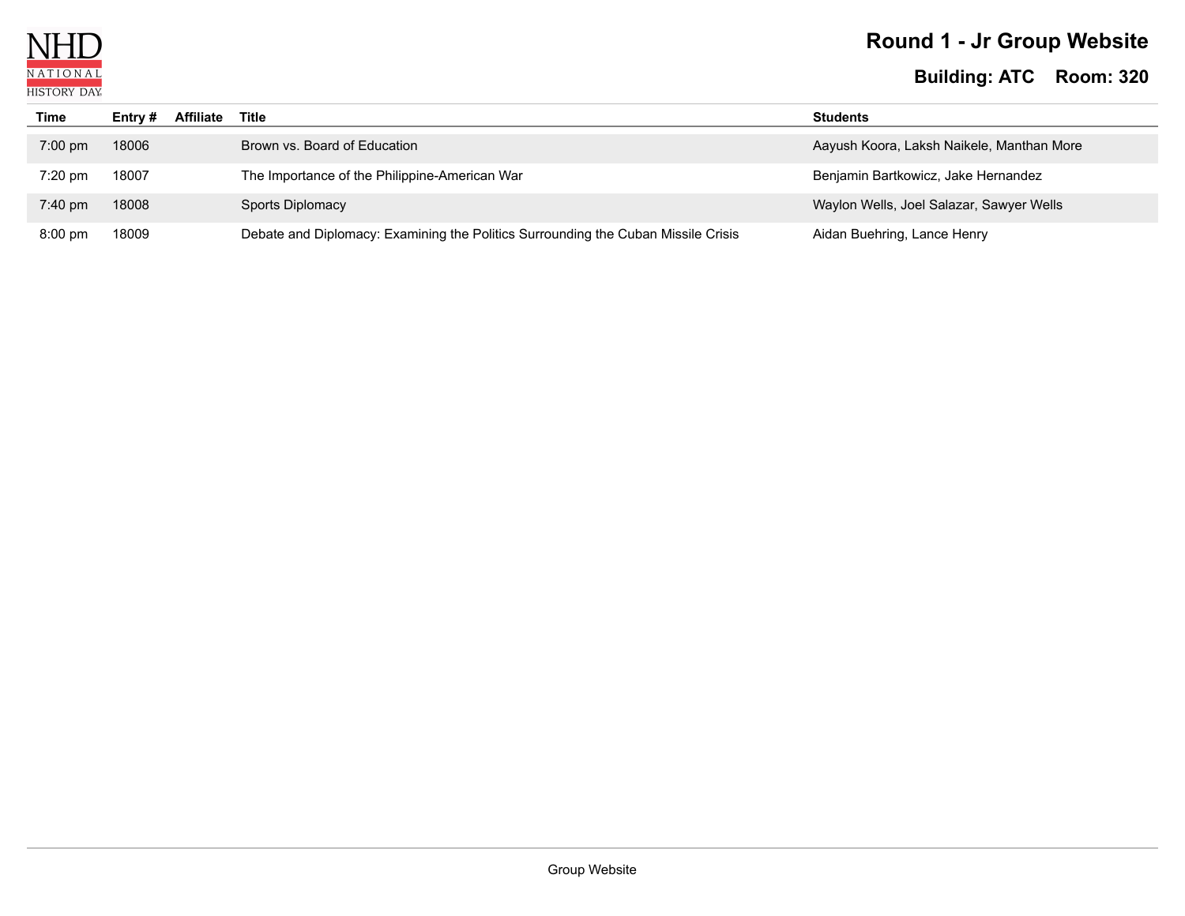NHD NATIONAL HISTORY DAY

# Round 1 - Jr Group Website

## Building: ATC    Room: 320

| Time | Entry # | Affiliate | Title | Students |
| --- | --- | --- | --- | --- |
| 7:00 pm | 18006 | | Brown vs. Board of Education | Aayush Koora, Laksh Naikele, Manthan More |
| 7:20 pm | 18007 | | The Importance of the Philippine-American War | Benjamin Bartkowicz, Jake Hernandez |
| 7:40 pm | 18008 | | Sports Diplomacy | Waylon Wells, Joel Salazar, Sawyer Wells |
| 8:00 pm | 18009 | | Debate and Diplomacy: Examining the Politics Surrounding the Cuban Missile Crisis | Aidan Buehring, Lance Henry |